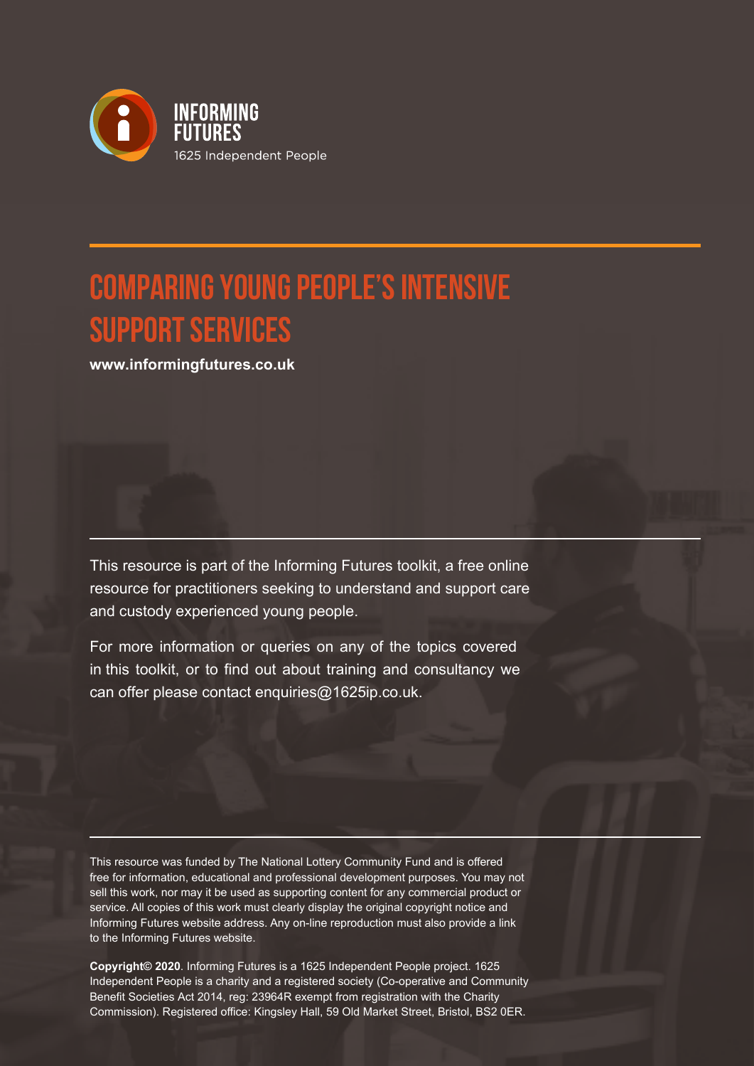INFORMING FUTURES

1625 Independent People

# COMPARING YOUNG PEOPLE'S INTENSIVE SUPPORT SERVICES

**www.informingfutures.co.uk**

This resource is part of the Informing Futures toolkit, a free online resource for practitioners seeking to understand and support care and custody experienced young people.

For more information or queries on any of the topics covered in this toolkit, or to find out about training and consultancy we can offer please contact enquiries@1625ip.co.uk.

This resource was funded by The National Lottery Community Fund and is offered free for information, educational and professional development purposes. You may not sell this work, nor may it be used as supporting content for any commercial product or service. All copies of this work must clearly display the original copyright notice and Informing Futures website address. Any on-line reproduction must also provide a link to the Informing Futures website.

**Copyright© 2020**. Informing Futures is a 1625 Independent People project. 1625 Independent People is a charity and a registered society (Co-operative and Community Benefit Societies Act 2014, reg: 23964R exempt from registration with the Charity Commission). Registered office: Kingsley Hall, 59 Old Market Street, Bristol, BS2 0ER.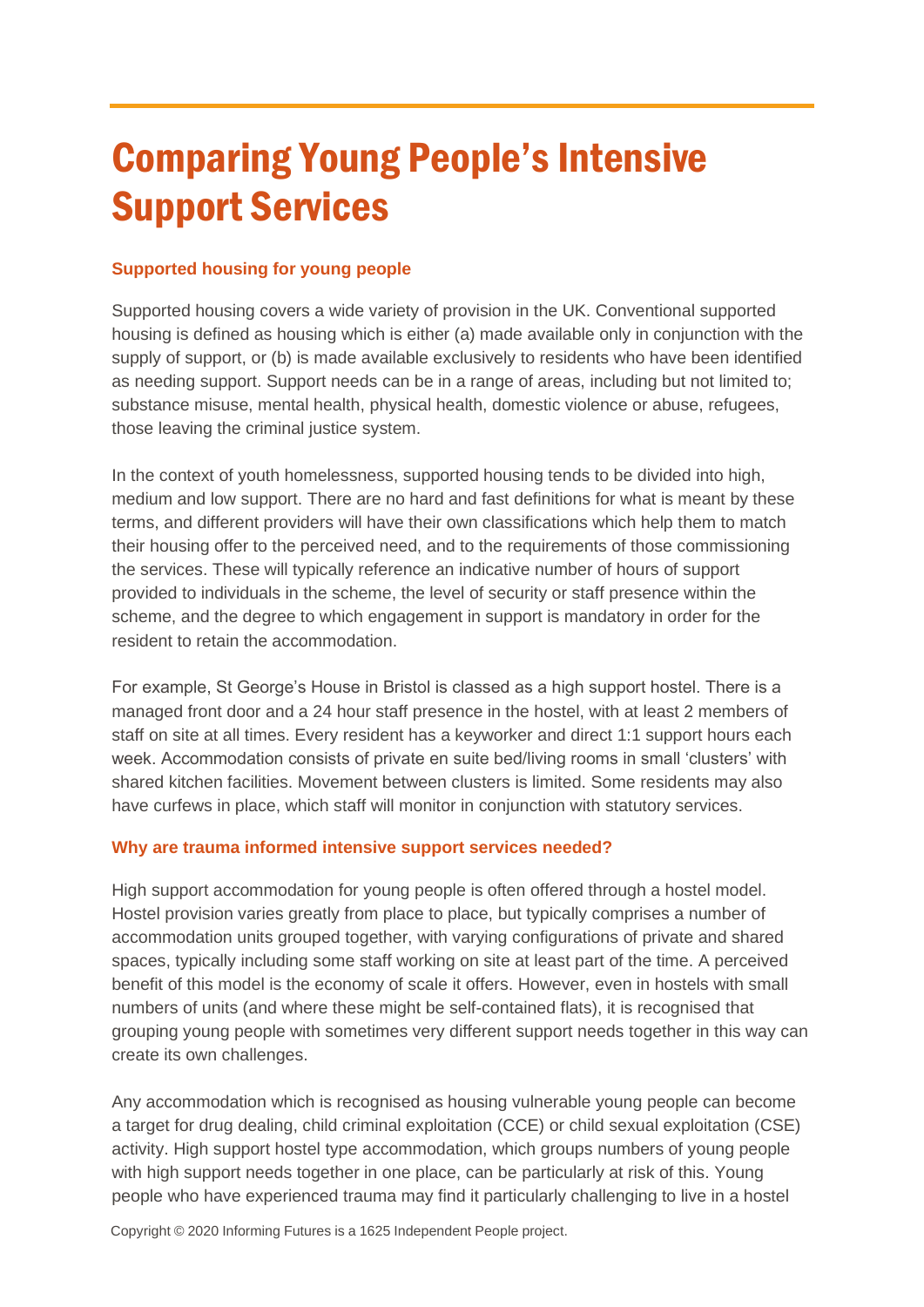# Comparing Young People's Intensive Support Services

### Supported housing for young people

Supported housing covers a wide variety of provision in the UK. Conventional supported housing is defined as housing which is either (a) made available only in conjunction with the supply of support, or (b) is made available exclusively to residents who have been identified as needing support. Support needs can be in a range of areas, including but not limited to; substance misuse, mental health, physical health, domestic violence or abuse, refugees, those leaving the criminal justice system.

In the context of youth homelessness, supported housing tends to be divided into high, medium and low support. There are no hard and fast definitions for what is meant by these terms, and different providers will have their own classifications which help them to match their housing offer to the perceived need, and to the requirements of those commissioning the services. These will typically reference an indicative number of hours of support provided to individuals in the scheme, the level of security or staff presence within the scheme, and the degree to which engagement in support is mandatory in order for the resident to retain the accommodation.

For example, St George's House in Bristol is classed as a high support hostel. There is a managed front door and a 24 hour staff presence in the hostel, with at least 2 members of staff on site at all times. Every resident has a keyworker and direct 1:1 support hours each week. Accommodation consists of private en suite bed/living rooms in small 'clusters' with shared kitchen facilities. Movement between clusters is limited. Some residents may also have curfews in place, which staff will monitor in conjunction with statutory services.

### Why are trauma informed intensive support services needed?

High support accommodation for young people is often offered through a hostel model. Hostel provision varies greatly from place to place, but typically comprises a number of accommodation units grouped together, with varying configurations of private and shared spaces, typically including some staff working on site at least part of the time. A perceived benefit of this model is the economy of scale it offers. However, even in hostels with small numbers of units (and where these might be self-contained flats), it is recognised that grouping young people with sometimes very different support needs together in this way can create its own challenges.

Any accommodation which is recognised as housing vulnerable young people can become a target for drug dealing, child criminal exploitation (CCE) or child sexual exploitation (CSE) activity. High support hostel type accommodation, which groups numbers of young people with high support needs together in one place, can be particularly at risk of this. Young people who have experienced trauma may find it particularly challenging to live in a hostel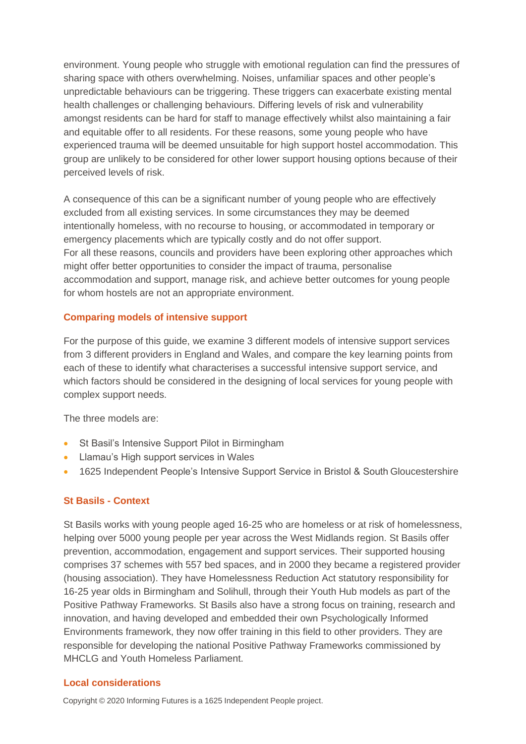environment. Young people who struggle with emotional regulation can find the pressures of sharing space with others overwhelming. Noises, unfamiliar spaces and other people's unpredictable behaviours can be triggering. These triggers can exacerbate existing mental health challenges or challenging behaviours. Differing levels of risk and vulnerability amongst residents can be hard for staff to manage effectively whilst also maintaining a fair and equitable offer to all residents. For these reasons, some young people who have experienced trauma will be deemed unsuitable for high support hostel accommodation. This group are unlikely to be considered for other lower support housing options because of their perceived levels of risk.

A consequence of this can be a significant number of young people who are effectively excluded from all existing services. In some circumstances they may be deemed intentionally homeless, with no recourse to housing, or accommodated in temporary or emergency placements which are typically costly and do not offer support.
For all these reasons, councils and providers have been exploring other approaches which might offer better opportunities to consider the impact of trauma, personalise accommodation and support, manage risk, and achieve better outcomes for young people for whom hostels are not an appropriate environment.

## Comparing models of intensive support

For the purpose of this guide, we examine 3 different models of intensive support services from 3 different providers in England and Wales, and compare the key learning points from each of these to identify what characterises a successful intensive support service, and which factors should be considered in the designing of local services for young people with complex support needs.

The three models are:

- St Basil's Intensive Support Pilot in Birmingham
- Llamau's High support services in Wales
- 1625 Independent People's Intensive Support Service in Bristol & South Gloucestershire

## St Basils - Context

St Basils works with young people aged 16-25 who are homeless or at risk of homelessness, helping over 5000 young people per year across the West Midlands region. St Basils offer prevention, accommodation, engagement and support services. Their supported housing comprises 37 schemes with 557 bed spaces, and in 2000 they became a registered provider (housing association). They have Homelessness Reduction Act statutory responsibility for 16-25 year olds in Birmingham and Solihull, through their Youth Hub models as part of the Positive Pathway Frameworks. St Basils also have a strong focus on training, research and innovation, and having developed and embedded their own Psychologically Informed Environments framework, they now offer training in this field to other providers. They are responsible for developing the national Positive Pathway Frameworks commissioned by MHCLG and Youth Homeless Parliament.

## Local considerations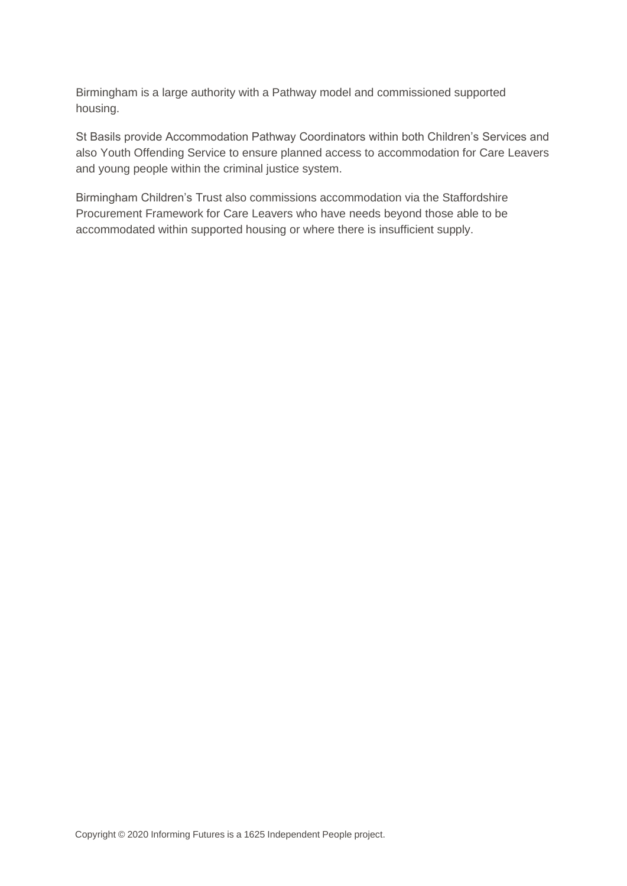Birmingham is a large authority with a Pathway model and commissioned supported housing.

St Basils provide Accommodation Pathway Coordinators within both Children's Services and also Youth Offending Service to ensure planned access to accommodation for Care Leavers and young people within the criminal justice system.

Birmingham Children's Trust also commissions accommodation via the Staffordshire Procurement Framework for Care Leavers who have needs beyond those able to be accommodated within supported housing or where there is insufficient supply.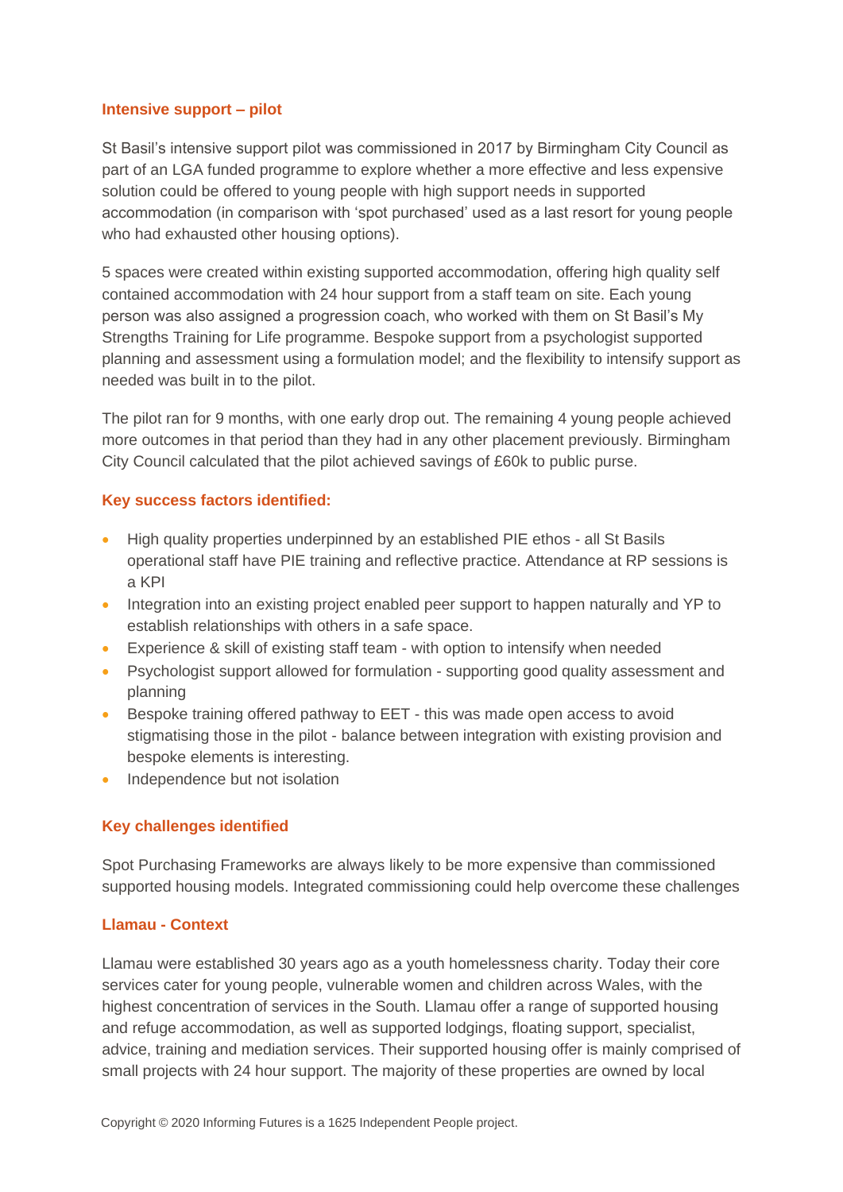### Intensive support – pilot

St Basil's intensive support pilot was commissioned in 2017 by Birmingham City Council as part of an LGA funded programme to explore whether a more effective and less expensive solution could be offered to young people with high support needs in supported accommodation (in comparison with 'spot purchased' used as a last resort for young people who had exhausted other housing options).

5 spaces were created within existing supported accommodation, offering high quality self contained accommodation with 24 hour support from a staff team on site. Each young person was also assigned a progression coach, who worked with them on St Basil's My Strengths Training for Life programme. Bespoke support from a psychologist supported planning and assessment using a formulation model; and the flexibility to intensify support as needed was built in to the pilot.

The pilot ran for 9 months, with one early drop out. The remaining 4 young people achieved more outcomes in that period than they had in any other placement previously. Birmingham City Council calculated that the pilot achieved savings of £60k to public purse.

### Key success factors identified:

- High quality properties underpinned by an established PIE ethos - all St Basils operational staff have PIE training and reflective practice. Attendance at RP sessions is a KPI
- Integration into an existing project enabled peer support to happen naturally and YP to establish relationships with others in a safe space.
- Experience & skill of existing staff team - with option to intensify when needed
- Psychologist support allowed for formulation - supporting good quality assessment and planning
- Bespoke training offered pathway to EET - this was made open access to avoid stigmatising those in the pilot - balance between integration with existing provision and bespoke elements is interesting.
- Independence but not isolation

### Key challenges identified

Spot Purchasing Frameworks are always likely to be more expensive than commissioned supported housing models. Integrated commissioning could help overcome these challenges

### Llamau - Context

Llamau were established 30 years ago as a youth homelessness charity. Today their core services cater for young people, vulnerable women and children across Wales, with the highest concentration of services in the South. Llamau offer a range of supported housing and refuge accommodation, as well as supported lodgings, floating support, specialist, advice, training and mediation services. Their supported housing offer is mainly comprised of small projects with 24 hour support. The majority of these properties are owned by local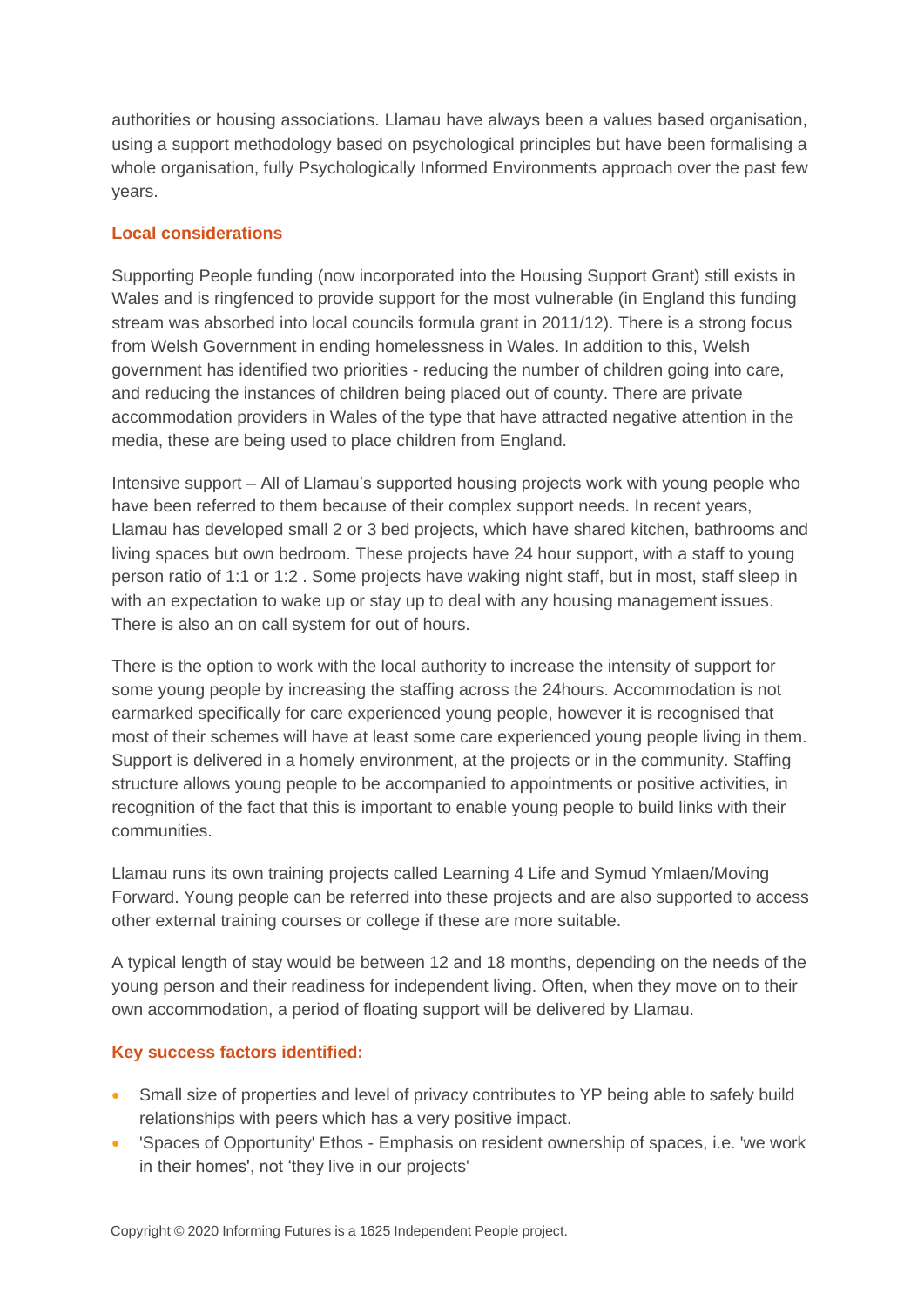authorities or housing associations. Llamau have always been a values based organisation, using a support methodology based on psychological principles but have been formalising a whole organisation, fully Psychologically Informed Environments approach over the past few years.

### Local considerations

Supporting People funding (now incorporated into the Housing Support Grant) still exists in Wales and is ringfenced to provide support for the most vulnerable (in England this funding stream was absorbed into local councils formula grant in 2011/12). There is a strong focus from Welsh Government in ending homelessness in Wales. In addition to this, Welsh government has identified two priorities - reducing the number of children going into care, and reducing the instances of children being placed out of county. There are private accommodation providers in Wales of the type that have attracted negative attention in the media, these are being used to place children from England.

Intensive support – All of Llamau's supported housing projects work with young people who have been referred to them because of their complex support needs. In recent years, Llamau has developed small 2 or 3 bed projects, which have shared kitchen, bathrooms and living spaces but own bedroom. These projects have 24 hour support, with a staff to young person ratio of 1:1 or 1:2 . Some projects have waking night staff, but in most, staff sleep in with an expectation to wake up or stay up to deal with any housing management issues. There is also an on call system for out of hours.

There is the option to work with the local authority to increase the intensity of support for some young people by increasing the staffing across the 24hours. Accommodation is not earmarked specifically for care experienced young people, however it is recognised that most of their schemes will have at least some care experienced young people living in them. Support is delivered in a homely environment, at the projects or in the community. Staffing structure allows young people to be accompanied to appointments or positive activities, in recognition of the fact that this is important to enable young people to build links with their communities.

Llamau runs its own training projects called Learning 4 Life and Symud Ymlaen/Moving Forward. Young people can be referred into these projects and are also supported to access other external training courses or college if these are more suitable.

A typical length of stay would be between 12 and 18 months, depending on the needs of the young person and their readiness for independent living. Often, when they move on to their own accommodation, a period of floating support will be delivered by Llamau.

### Key success factors identified:

- Small size of properties and level of privacy contributes to YP being able to safely build relationships with peers which has a very positive impact.
- 'Spaces of Opportunity' Ethos - Emphasis on resident ownership of spaces, i.e. 'we work in their homes', not 'they live in our projects'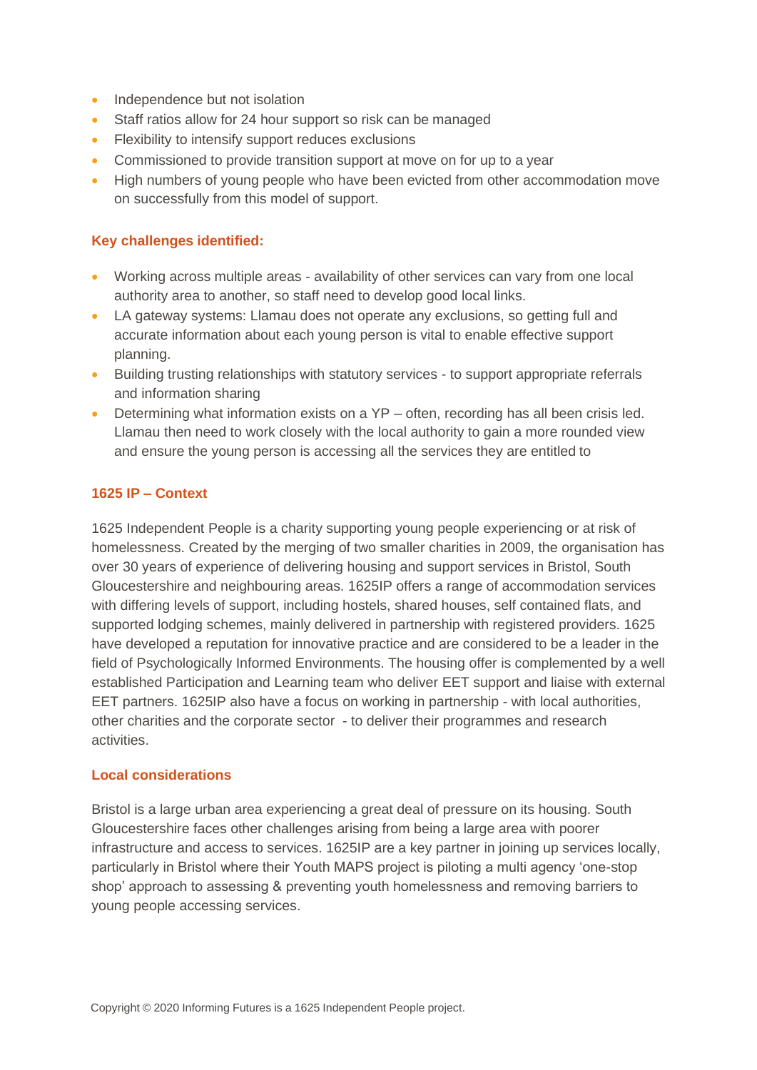- Independence but not isolation
- Staff ratios allow for 24 hour support so risk can be managed
- Flexibility to intensify support reduces exclusions
- Commissioned to provide transition support at move on for up to a year
- High numbers of young people who have been evicted from other accommodation move on successfully from this model of support.

### Key challenges identified:

- Working across multiple areas - availability of other services can vary from one local authority area to another, so staff need to develop good local links.
- LA gateway systems: Llamau does not operate any exclusions, so getting full and accurate information about each young person is vital to enable effective support planning.
- Building trusting relationships with statutory services - to support appropriate referrals and information sharing
- Determining what information exists on a YP – often, recording has all been crisis led. Llamau then need to work closely with the local authority to gain a more rounded view and ensure the young person is accessing all the services they are entitled to

### 1625 IP – Context

1625 Independent People is a charity supporting young people experiencing or at risk of homelessness. Created by the merging of two smaller charities in 2009, the organisation has over 30 years of experience of delivering housing and support services in Bristol, South Gloucestershire and neighbouring areas. 1625IP offers a range of accommodation services with differing levels of support, including hostels, shared houses, self contained flats, and supported lodging schemes, mainly delivered in partnership with registered providers. 1625 have developed a reputation for innovative practice and are considered to be a leader in the field of Psychologically Informed Environments. The housing offer is complemented by a well established Participation and Learning team who deliver EET support and liaise with external EET partners. 1625IP also have a focus on working in partnership - with local authorities, other charities and the corporate sector - to deliver their programmes and research activities.

### Local considerations

Bristol is a large urban area experiencing a great deal of pressure on its housing. South Gloucestershire faces other challenges arising from being a large area with poorer infrastructure and access to services. 1625IP are a key partner in joining up services locally, particularly in Bristol where their Youth MAPS project is piloting a multi agency 'one-stop shop' approach to assessing & preventing youth homelessness and removing barriers to young people accessing services.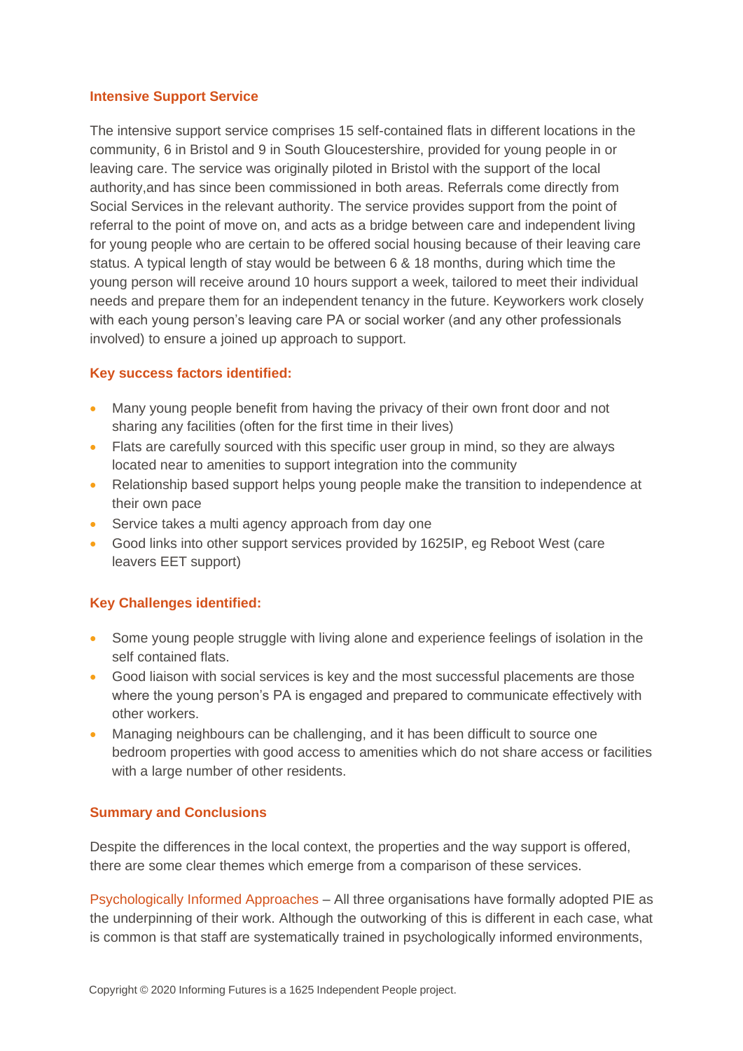### Intensive Support Service

The intensive support service comprises 15 self-contained flats in different locations in the community, 6 in Bristol and 9 in South Gloucestershire, provided for young people in or leaving care. The service was originally piloted in Bristol with the support of the local authority,and has since been commissioned in both areas. Referrals come directly from Social Services in the relevant authority. The service provides support from the point of referral to the point of move on, and acts as a bridge between care and independent living for young people who are certain to be offered social housing because of their leaving care status. A typical length of stay would be between 6 & 18 months, during which time the young person will receive around 10 hours support a week, tailored to meet their individual needs and prepare them for an independent tenancy in the future. Keyworkers work closely with each young person's leaving care PA or social worker (and any other professionals involved) to ensure a joined up approach to support.

### Key success factors identified:

- Many young people benefit from having the privacy of their own front door and not sharing any facilities (often for the first time in their lives)
- Flats are carefully sourced with this specific user group in mind, so they are always located near to amenities to support integration into the community
- Relationship based support helps young people make the transition to independence at their own pace
- Service takes a multi agency approach from day one
- Good links into other support services provided by 1625IP, eg Reboot West (care leavers EET support)

### Key Challenges identified:

- Some young people struggle with living alone and experience feelings of isolation in the self contained flats.
- Good liaison with social services is key and the most successful placements are those where the young person's PA is engaged and prepared to communicate effectively with other workers.
- Managing neighbours can be challenging, and it has been difficult to source one bedroom properties with good access to amenities which do not share access or facilities with a large number of other residents.

### Summary and Conclusions

Despite the differences in the local context, the properties and the way support is offered, there are some clear themes which emerge from a comparison of these services.

Psychologically Informed Approaches – All three organisations have formally adopted PIE as the underpinning of their work. Although the outworking of this is different in each case, what is common is that staff are systematically trained in psychologically informed environments,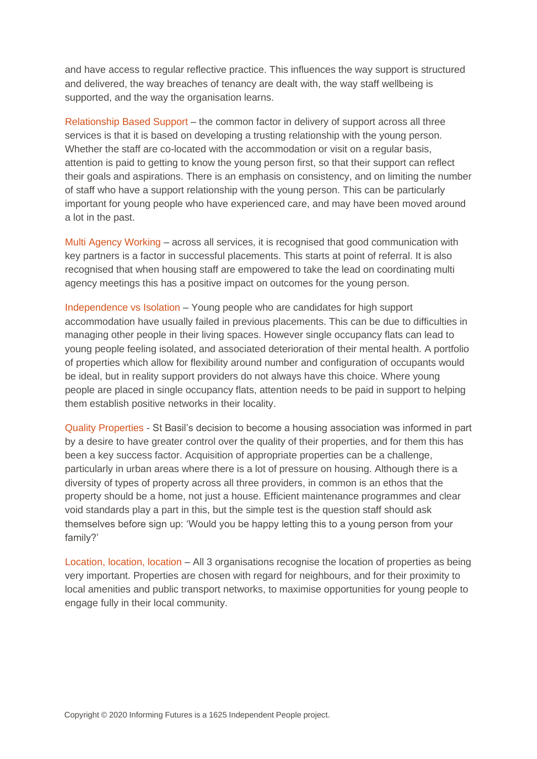and have access to regular reflective practice. This influences the way support is structured and delivered, the way breaches of tenancy are dealt with, the way staff wellbeing is supported, and the way the organisation learns.

Relationship Based Support – the common factor in delivery of support across all three services is that it is based on developing a trusting relationship with the young person. Whether the staff are co-located with the accommodation or visit on a regular basis, attention is paid to getting to know the young person first, so that their support can reflect their goals and aspirations. There is an emphasis on consistency, and on limiting the number of staff who have a support relationship with the young person. This can be particularly important for young people who have experienced care, and may have been moved around a lot in the past.

Multi Agency Working – across all services, it is recognised that good communication with key partners is a factor in successful placements. This starts at point of referral. It is also recognised that when housing staff are empowered to take the lead on coordinating multi agency meetings this has a positive impact on outcomes for the young person.

Independence vs Isolation – Young people who are candidates for high support accommodation have usually failed in previous placements. This can be due to difficulties in managing other people in their living spaces. However single occupancy flats can lead to young people feeling isolated, and associated deterioration of their mental health. A portfolio of properties which allow for flexibility around number and configuration of occupants would be ideal, but in reality support providers do not always have this choice. Where young people are placed in single occupancy flats, attention needs to be paid in support to helping them establish positive networks in their locality.

Quality Properties - St Basil's decision to become a housing association was informed in part by a desire to have greater control over the quality of their properties, and for them this has been a key success factor. Acquisition of appropriate properties can be a challenge, particularly in urban areas where there is a lot of pressure on housing. Although there is a diversity of types of property across all three providers, in common is an ethos that the property should be a home, not just a house. Efficient maintenance programmes and clear void standards play a part in this, but the simple test is the question staff should ask themselves before sign up: 'Would you be happy letting this to a young person from your family?'

Location, location, location – All 3 organisations recognise the location of properties as being very important. Properties are chosen with regard for neighbours, and for their proximity to local amenities and public transport networks, to maximise opportunities for young people to engage fully in their local community.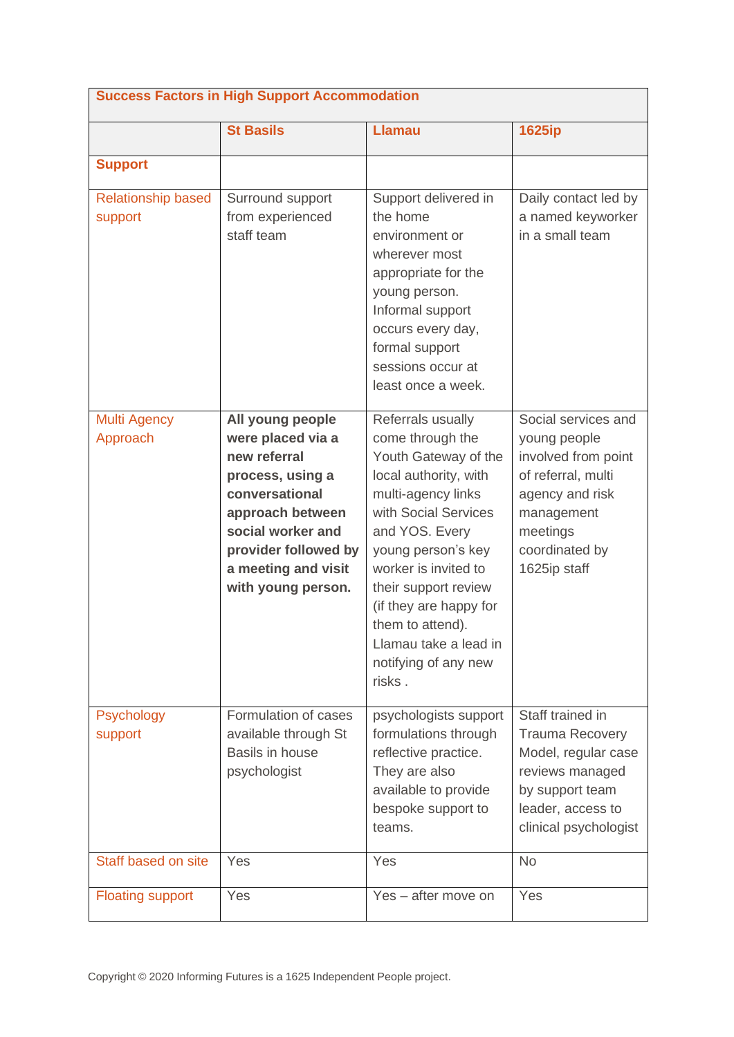| Success Factors in High Support Accommodation | | | |
|---|---|---|---|
| | **St Basils** | **Llamau** | **1625ip** |
| **Support** | | | |
| Relationship based support | Surround support from experienced staff team | Support delivered in the home environment or wherever most appropriate for the young person. Informal support occurs every day, formal support sessions occur at least once a week. | Daily contact led by a named keyworker in a small team |
| Multi Agency Approach | **All young people were placed via a new referral process, using a conversational approach between social worker and provider followed by a meeting and visit with young person.** | Referrals usually come through the Youth Gateway of the local authority, with multi-agency links with Social Services and YOS. Every young person's key worker is invited to their support review (if they are happy for them to attend). Llamau take a lead in notifying of any new risks . | Social services and young people involved from point of referral, multi agency and risk management meetings coordinated by 1625ip staff |
| Psychology support | Formulation of cases available through St Basils in house psychologist | psychologists support formulations through reflective practice. They are also available to provide bespoke support to teams. | Staff trained in Trauma Recovery Model, regular case reviews managed by support team leader, access to clinical psychologist |
| Staff based on site | Yes | Yes | No |
| Floating support | Yes | Yes – after move on | Yes |

Copyright © 2020 Informing Futures is a 1625 Independent People project.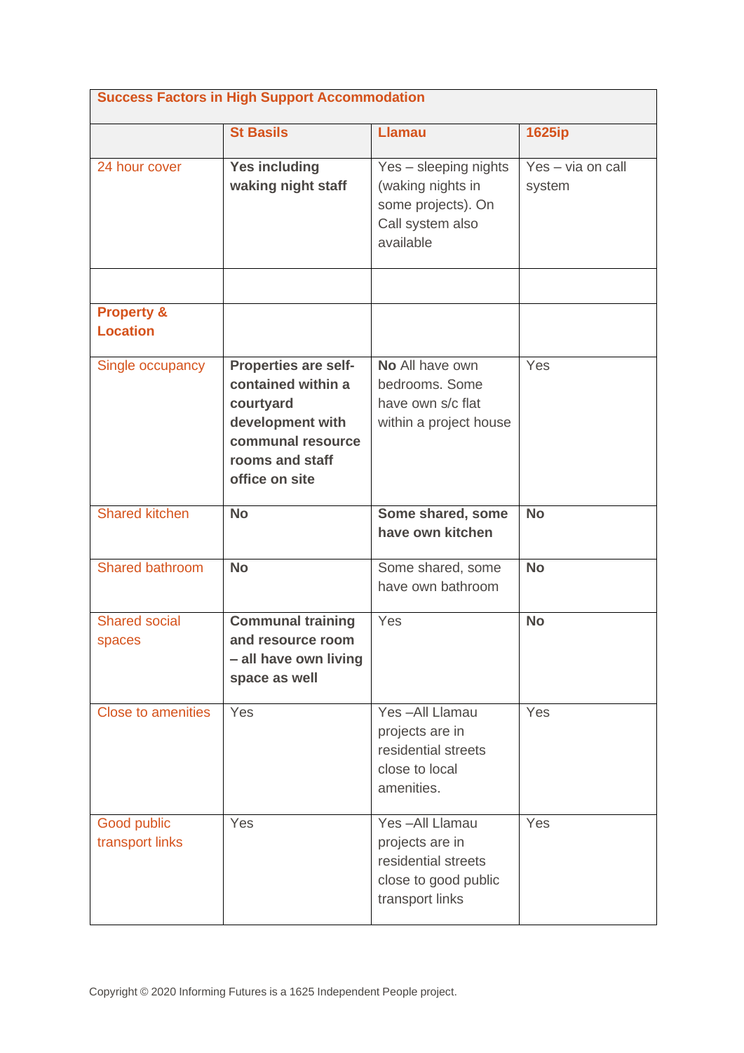| Success Factors in High Support Accommodation | | | |
|---|---|---|---|
| | **St Basils** | **Llamau** | **1625ip** |
| 24 hour cover | **Yes including waking night staff** | Yes – sleeping nights (waking nights in some projects). On Call system also available | Yes – via on call system |
| | | | |
| **Property & Location** | | | |
| Single occupancy | **Properties are self-contained within a courtyard development with communal resource rooms and staff office on site** | **No** All have own bedrooms. Some have own s/c flat within a project house | Yes |
| Shared kitchen | **No** | **Some shared, some have own kitchen** | **No** |
| Shared bathroom | **No** | Some shared, some have own bathroom | **No** |
| Shared social spaces | **Communal training and resource room – all have own living space as well** | Yes | **No** |
| Close to amenities | Yes | Yes –All Llamau projects are in residential streets close to local amenities. | Yes |
| Good public transport links | Yes | Yes –All Llamau projects are in residential streets close to good public transport links | Yes |

Copyright © 2020 Informing Futures is a 1625 Independent People project.